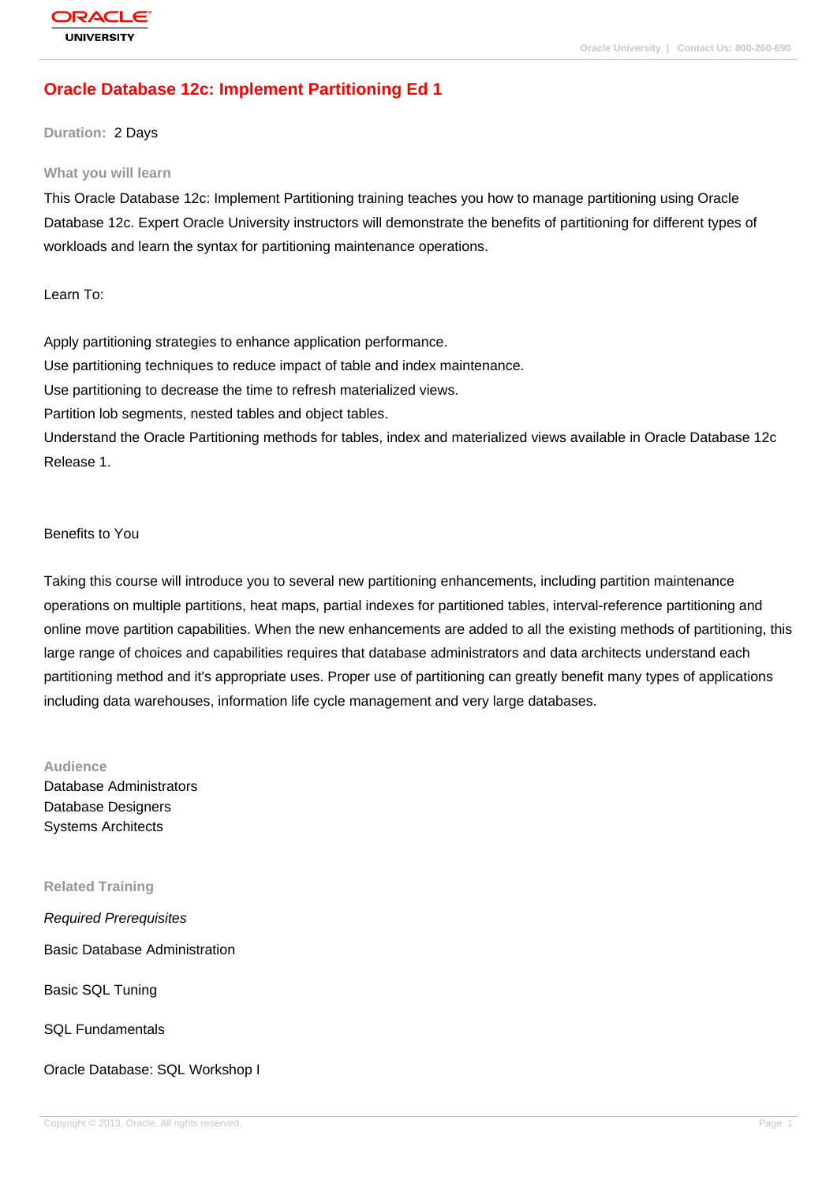# Oracle Database 12c: Implement Partitioning Ed 1

**Duration:** 2 Days

### What you will learn

This Oracle Database 12c: Implement Partitioning training teaches you how to manage partitioning using Oracle Database 12c. Expert Oracle University instructors will demonstrate the benefits of partitioning for different types of workloads and learn the syntax for partitioning maintenance operations.

Learn To:

Apply partitioning strategies to enhance application performance.
Use partitioning techniques to reduce impact of table and index maintenance.
Use partitioning to decrease the time to refresh materialized views.
Partition lob segments, nested tables and object tables.
Understand the Oracle Partitioning methods for tables, index and materialized views available in Oracle Database 12c Release 1.

Benefits to You

Taking this course will introduce you to several new partitioning enhancements, including partition maintenance operations on multiple partitions, heat maps, partial indexes for partitioned tables, interval-reference partitioning and online move partition capabilities. When the new enhancements are added to all the existing methods of partitioning, this large range of choices and capabilities requires that database administrators and data architects understand each partitioning method and it's appropriate uses. Proper use of partitioning can greatly benefit many types of applications including data warehouses, information life cycle management and very large databases.

### Audience

Database Administrators
Database Designers
Systems Architects

### Related Training

*Required Prerequisites*

Basic Database Administration

Basic SQL Tuning

SQL Fundamentals

Oracle Database: SQL Workshop I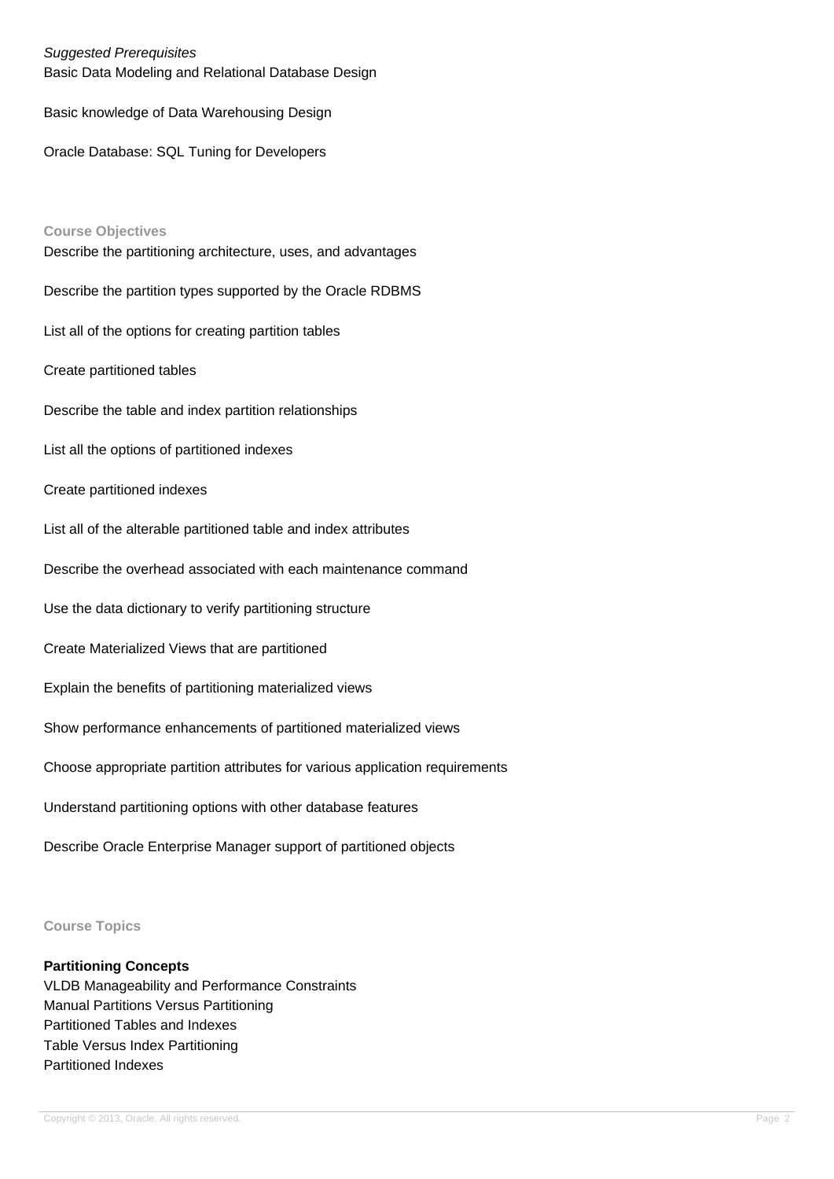*Suggested Prerequisites*

Basic Data Modeling and Relational Database Design

Basic knowledge of Data Warehousing Design

Oracle Database: SQL Tuning for Developers

## Course Objectives

Describe the partitioning architecture, uses, and advantages

Describe the partition types supported by the Oracle RDBMS

List all of the options for creating partition tables

Create partitioned tables

Describe the table and index partition relationships

List all the options of partitioned indexes

Create partitioned indexes

List all of the alterable partitioned table and index attributes

Describe the overhead associated with each maintenance command

Use the data dictionary to verify partitioning structure

Create Materialized Views that are partitioned

Explain the benefits of partitioning materialized views

Show performance enhancements of partitioned materialized views

Choose appropriate partition attributes for various application requirements

Understand partitioning options with other database features

Describe Oracle Enterprise Manager support of partitioned objects

## Course Topics

**Partitioning Concepts**

VLDB Manageability and Performance Constraints
Manual Partitions Versus Partitioning
Partitioned Tables and Indexes
Table Versus Index Partitioning
Partitioned Indexes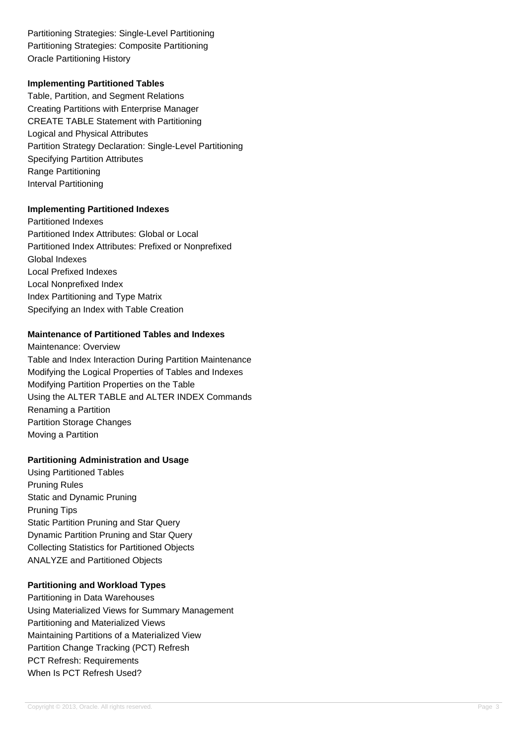Partitioning Strategies: Single-Level Partitioning
Partitioning Strategies: Composite Partitioning
Oracle Partitioning History

**Implementing Partitioned Tables**

Table, Partition, and Segment Relations
Creating Partitions with Enterprise Manager
CREATE TABLE Statement with Partitioning
Logical and Physical Attributes
Partition Strategy Declaration: Single-Level Partitioning
Specifying Partition Attributes
Range Partitioning
Interval Partitioning

**Implementing Partitioned Indexes**

Partitioned Indexes
Partitioned Index Attributes: Global or Local
Partitioned Index Attributes: Prefixed or Nonprefixed
Global Indexes
Local Prefixed Indexes
Local Nonprefixed Index
Index Partitioning and Type Matrix
Specifying an Index with Table Creation

**Maintenance of Partitioned Tables and Indexes**

Maintenance: Overview
Table and Index Interaction During Partition Maintenance
Modifying the Logical Properties of Tables and Indexes
Modifying Partition Properties on the Table
Using the ALTER TABLE and ALTER INDEX Commands
Renaming a Partition
Partition Storage Changes
Moving a Partition

**Partitioning Administration and Usage**

Using Partitioned Tables
Pruning Rules
Static and Dynamic Pruning
Pruning Tips
Static Partition Pruning and Star Query
Dynamic Partition Pruning and Star Query
Collecting Statistics for Partitioned Objects
ANALYZE and Partitioned Objects

**Partitioning and Workload Types**

Partitioning in Data Warehouses
Using Materialized Views for Summary Management
Partitioning and Materialized Views
Maintaining Partitions of a Materialized View
Partition Change Tracking (PCT) Refresh
PCT Refresh: Requirements
When Is PCT Refresh Used?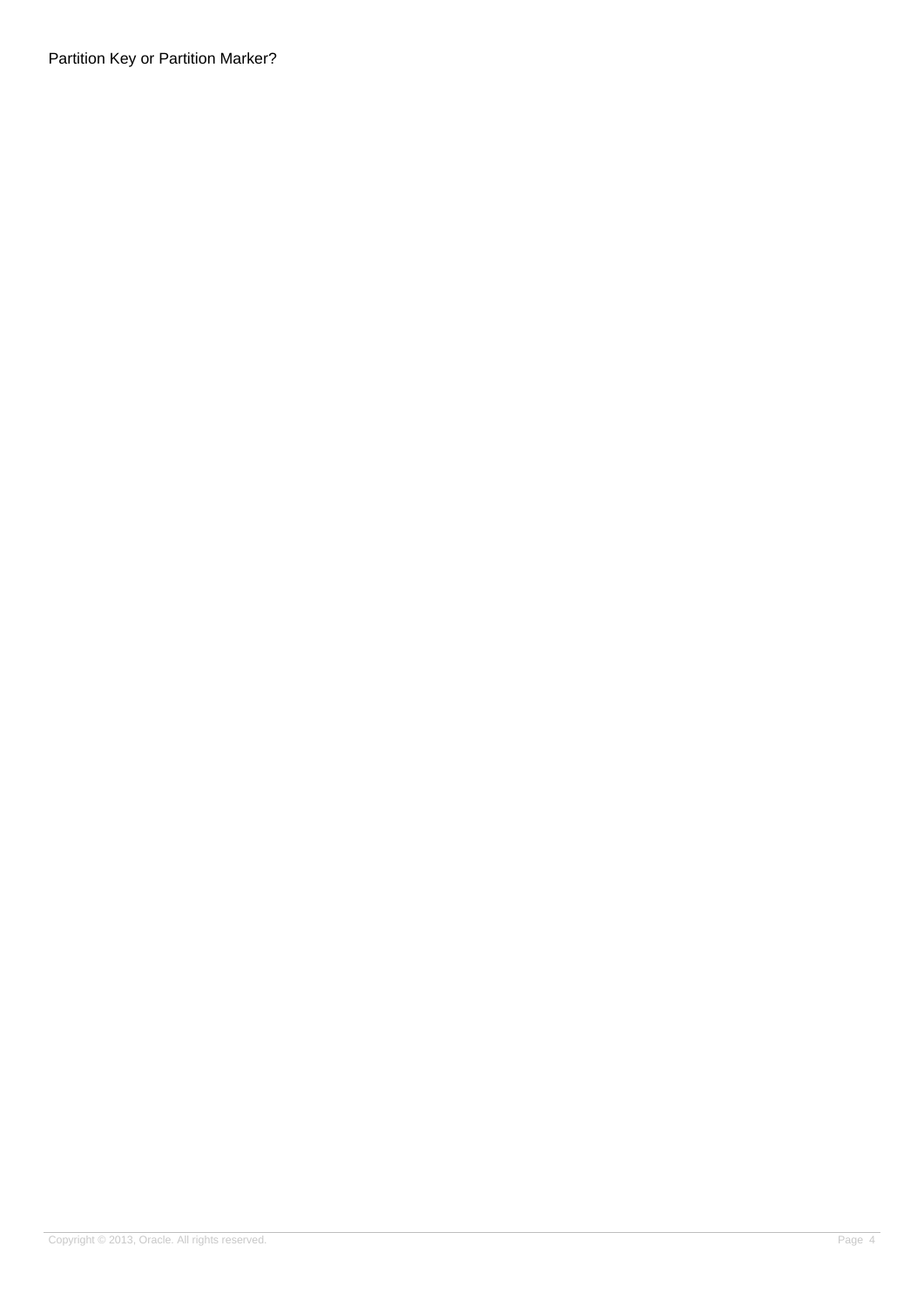Partition Key or Partition Marker?